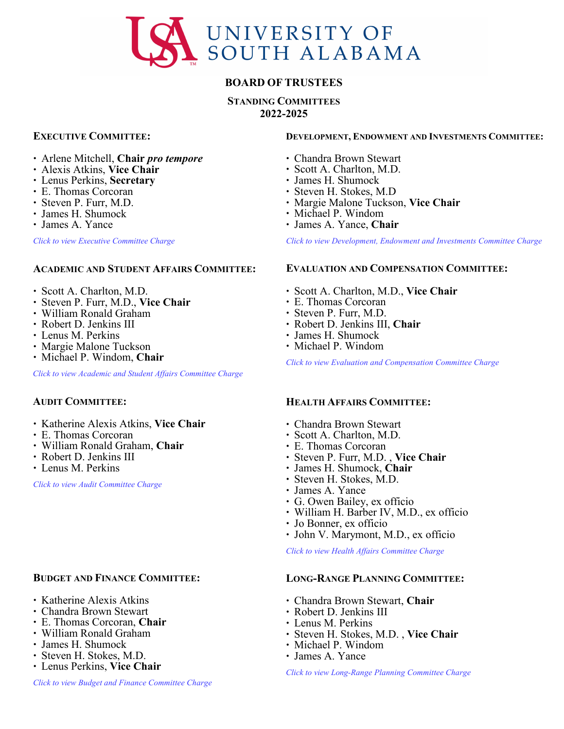# UNIVERSITY OF SOUTH ALABAMA

## BOARD OF TRUSTEES

### STANDING COMMITTEES
### 2022-2025

**EXECUTIVE COMMITTEE:**

- Arlene Mitchell, **Chair *pro tempore***
- Alexis Atkins, **Vice Chair**
- Lenus Perkins, **Secretary**
- E. Thomas Corcoran
- Steven P. Furr, M.D.
- James H. Shumock
- James A. Yance

*Click to view Executive Committee Charge*

**ACADEMIC AND STUDENT AFFAIRS COMMITTEE:**

- Scott A. Charlton, M.D.
- Steven P. Furr, M.D., **Vice Chair**
- William Ronald Graham
- Robert D. Jenkins III
- Lenus M. Perkins
- Margie Malone Tuckson
- Michael P. Windom, **Chair**

*Click to view Academic and Student Affairs Committee Charge*

**AUDIT COMMITTEE:**

- Katherine Alexis Atkins, **Vice Chair**
- E. Thomas Corcoran
- William Ronald Graham, **Chair**
- Robert D. Jenkins III
- Lenus M. Perkins

*Click to view Audit Committee Charge*

**BUDGET AND FINANCE COMMITTEE:**

- Katherine Alexis Atkins
- Chandra Brown Stewart
- E. Thomas Corcoran, **Chair**
- William Ronald Graham
- James H. Shumock
- Steven H. Stokes, M.D.
- Lenus Perkins, **Vice Chair**

*Click to view Budget and Finance Committee Charge*

**DEVELOPMENT, ENDOWMENT AND INVESTMENTS COMMITTEE:**

- Chandra Brown Stewart
- Scott A. Charlton, M.D.
- James H. Shumock
- Steven H. Stokes, M.D
- Margie Malone Tuckson, **Vice Chair**
- Michael P. Windom
- James A. Yance, **Chair**

*Click to view Development, Endowment and Investments Committee Charge*

**EVALUATION AND COMPENSATION COMMITTEE:**

- Scott A. Charlton, M.D., **Vice Chair**
- E. Thomas Corcoran
- Steven P. Furr, M.D.
- Robert D. Jenkins III, **Chair**
- James H. Shumock
- Michael P. Windom

*Click to view Evaluation and Compensation Committee Charge*

**HEALTH AFFAIRS COMMITTEE:**

- Chandra Brown Stewart
- Scott A. Charlton, M.D.
- E. Thomas Corcoran
- Steven P. Furr, M.D. , **Vice Chair**
- James H. Shumock, **Chair**
- Steven H. Stokes, M.D.
- James A. Yance
- G. Owen Bailey, ex officio
- William H. Barber IV, M.D., ex officio
- Jo Bonner, ex officio
- John V. Marymont, M.D., ex officio

*Click to view Health Affairs Committee Charge*

**LONG-RANGE PLANNING COMMITTEE:**

- Chandra Brown Stewart, **Chair**
- Robert D. Jenkins III
- Lenus M. Perkins
- Steven H. Stokes, M.D. , **Vice Chair**
- Michael P. Windom
- James A. Yance

*Click to view Long-Range Planning Committee Charge*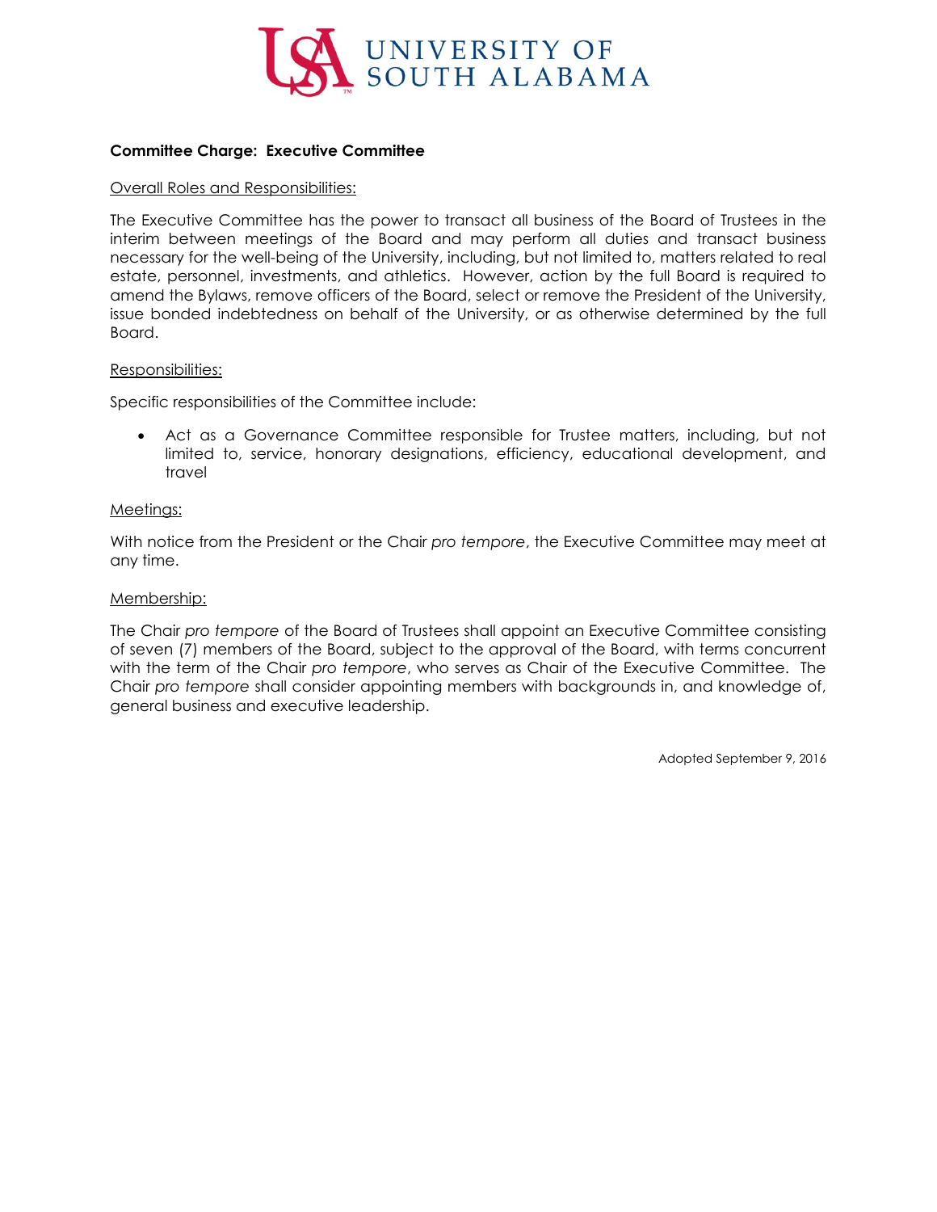UNIVERSITY OF SOUTH ALABAMA

**Committee Charge: Executive Committee**

Overall Roles and Responsibilities:

The Executive Committee has the power to transact all business of the Board of Trustees in the interim between meetings of the Board and may perform all duties and transact business necessary for the well-being of the University, including, but not limited to, matters related to real estate, personnel, investments, and athletics. However, action by the full Board is required to amend the Bylaws, remove officers of the Board, select or remove the President of the University, issue bonded indebtedness on behalf of the University, or as otherwise determined by the full Board.

Responsibilities:

Specific responsibilities of the Committee include:

- Act as a Governance Committee responsible for Trustee matters, including, but not limited to, service, honorary designations, efficiency, educational development, and travel

Meetings:

With notice from the President or the Chair *pro tempore*, the Executive Committee may meet at any time.

Membership:

The Chair *pro tempore* of the Board of Trustees shall appoint an Executive Committee consisting of seven (7) members of the Board, subject to the approval of the Board, with terms concurrent with the term of the Chair *pro tempore*, who serves as Chair of the Executive Committee. The Chair *pro tempore* shall consider appointing members with backgrounds in, and knowledge of, general business and executive leadership.

Adopted September 9, 2016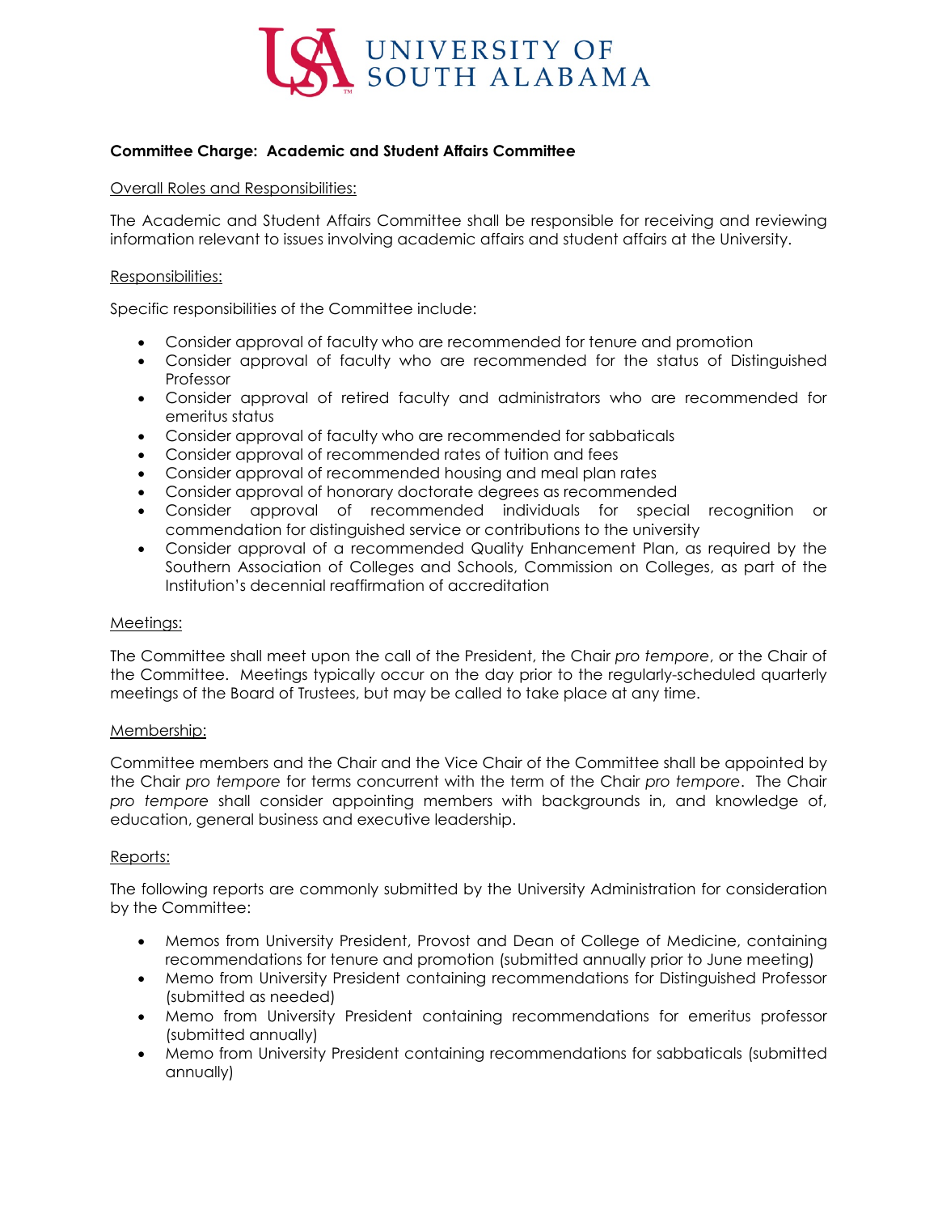UNIVERSITY OF SOUTH ALABAMA

**Committee Charge: Academic and Student Affairs Committee**

Overall Roles and Responsibilities:

The Academic and Student Affairs Committee shall be responsible for receiving and reviewing information relevant to issues involving academic affairs and student affairs at the University.

Responsibilities:

Specific responsibilities of the Committee include:

- Consider approval of faculty who are recommended for tenure and promotion
- Consider approval of faculty who are recommended for the status of Distinguished Professor
- Consider approval of retired faculty and administrators who are recommended for emeritus status
- Consider approval of faculty who are recommended for sabbaticals
- Consider approval of recommended rates of tuition and fees
- Consider approval of recommended housing and meal plan rates
- Consider approval of honorary doctorate degrees as recommended
- Consider approval of recommended individuals for special recognition or commendation for distinguished service or contributions to the university
- Consider approval of a recommended Quality Enhancement Plan, as required by the Southern Association of Colleges and Schools, Commission on Colleges, as part of the Institution's decennial reaffirmation of accreditation

Meetings:

The Committee shall meet upon the call of the President, the Chair *pro tempore*, or the Chair of the Committee. Meetings typically occur on the day prior to the regularly-scheduled quarterly meetings of the Board of Trustees, but may be called to take place at any time.

Membership:

Committee members and the Chair and the Vice Chair of the Committee shall be appointed by the Chair *pro tempore* for terms concurrent with the term of the Chair *pro tempore*. The Chair *pro tempore* shall consider appointing members with backgrounds in, and knowledge of, education, general business and executive leadership.

Reports:

The following reports are commonly submitted by the University Administration for consideration by the Committee:

- Memos from University President, Provost and Dean of College of Medicine, containing recommendations for tenure and promotion (submitted annually prior to June meeting)
- Memo from University President containing recommendations for Distinguished Professor (submitted as needed)
- Memo from University President containing recommendations for emeritus professor (submitted annually)
- Memo from University President containing recommendations for sabbaticals (submitted annually)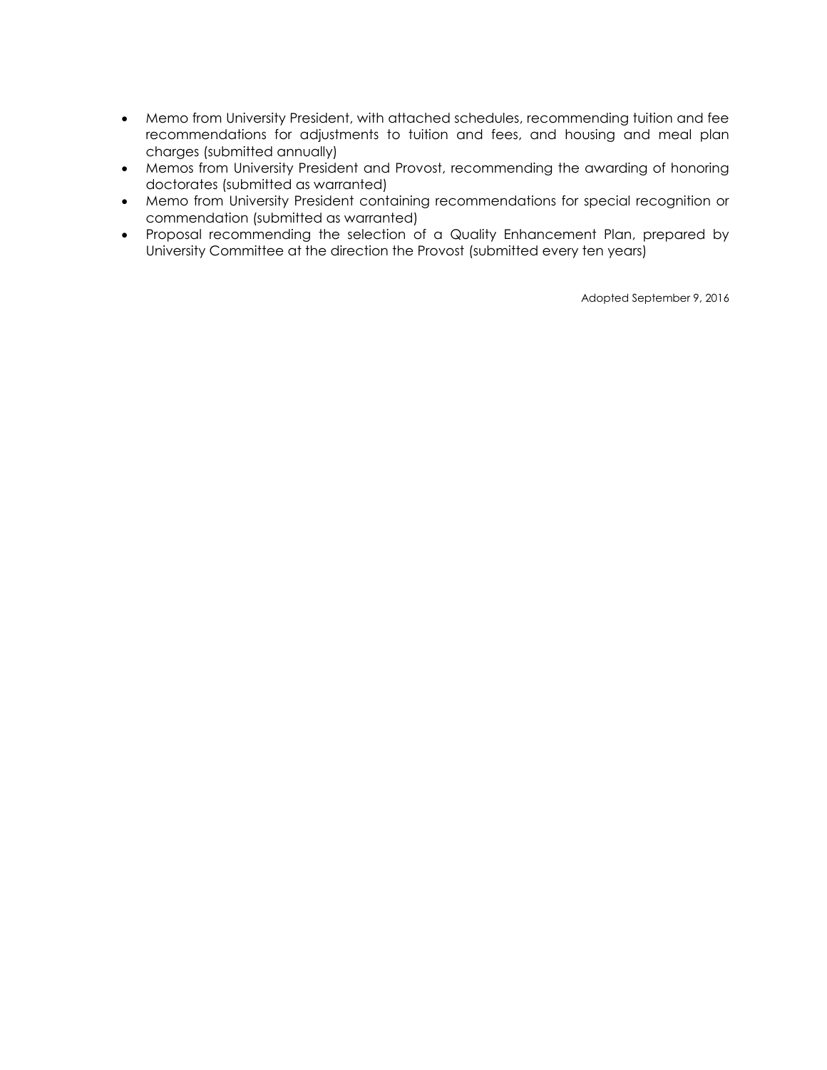- Memo from University President, with attached schedules, recommending tuition and fee recommendations for adjustments to tuition and fees, and housing and meal plan charges (submitted annually)
- Memos from University President and Provost, recommending the awarding of honoring doctorates (submitted as warranted)
- Memo from University President containing recommendations for special recognition or commendation (submitted as warranted)
- Proposal recommending the selection of a Quality Enhancement Plan, prepared by University Committee at the direction the Provost (submitted every ten years)

Adopted September 9, 2016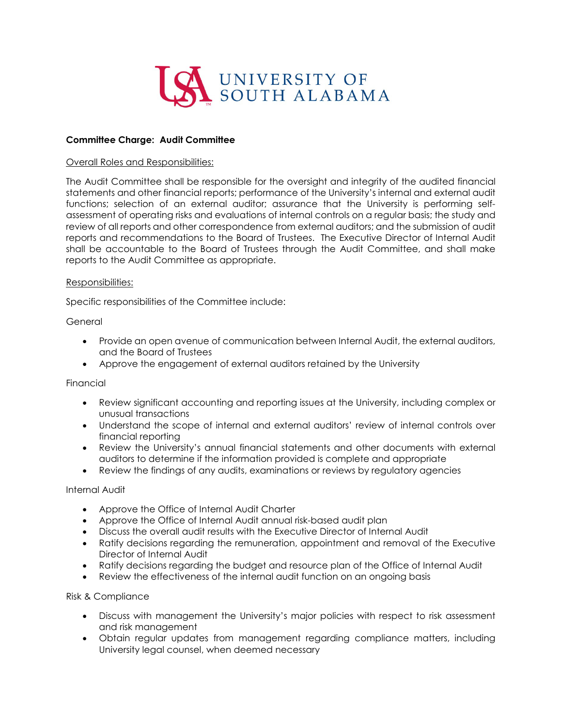UNIVERSITY OF SOUTH ALABAMA

**Committee Charge: Audit Committee**

Overall Roles and Responsibilities:

The Audit Committee shall be responsible for the oversight and integrity of the audited financial statements and other financial reports; performance of the University's internal and external audit functions; selection of an external auditor; assurance that the University is performing self-assessment of operating risks and evaluations of internal controls on a regular basis; the study and review of all reports and other correspondence from external auditors; and the submission of audit reports and recommendations to the Board of Trustees. The Executive Director of Internal Audit shall be accountable to the Board of Trustees through the Audit Committee, and shall make reports to the Audit Committee as appropriate.

Responsibilities:

Specific responsibilities of the Committee include:

General

- Provide an open avenue of communication between Internal Audit, the external auditors, and the Board of Trustees
- Approve the engagement of external auditors retained by the University

Financial

- Review significant accounting and reporting issues at the University, including complex or unusual transactions
- Understand the scope of internal and external auditors' review of internal controls over financial reporting
- Review the University's annual financial statements and other documents with external auditors to determine if the information provided is complete and appropriate
- Review the findings of any audits, examinations or reviews by regulatory agencies

Internal Audit

- Approve the Office of Internal Audit Charter
- Approve the Office of Internal Audit annual risk-based audit plan
- Discuss the overall audit results with the Executive Director of Internal Audit
- Ratify decisions regarding the remuneration, appointment and removal of the Executive Director of Internal Audit
- Ratify decisions regarding the budget and resource plan of the Office of Internal Audit
- Review the effectiveness of the internal audit function on an ongoing basis

Risk & Compliance

- Discuss with management the University's major policies with respect to risk assessment and risk management
- Obtain regular updates from management regarding compliance matters, including University legal counsel, when deemed necessary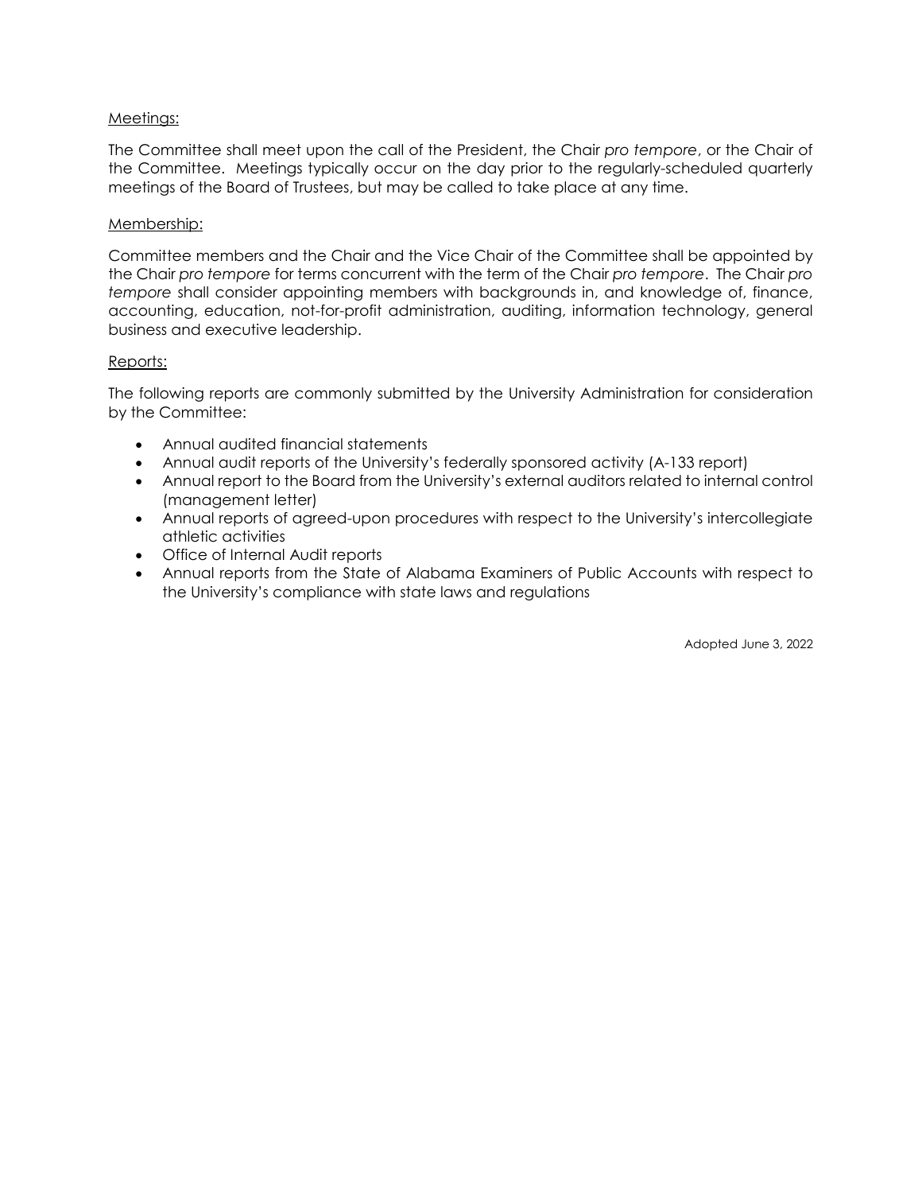Meetings:

The Committee shall meet upon the call of the President, the Chair *pro tempore*, or the Chair of the Committee. Meetings typically occur on the day prior to the regularly-scheduled quarterly meetings of the Board of Trustees, but may be called to take place at any time.

Membership:

Committee members and the Chair and the Vice Chair of the Committee shall be appointed by the Chair *pro tempore* for terms concurrent with the term of the Chair *pro tempore*. The Chair *pro tempore* shall consider appointing members with backgrounds in, and knowledge of, finance, accounting, education, not-for-profit administration, auditing, information technology, general business and executive leadership.

Reports:

The following reports are commonly submitted by the University Administration for consideration by the Committee:

- Annual audited financial statements
- Annual audit reports of the University's federally sponsored activity (A-133 report)
- Annual report to the Board from the University's external auditors related to internal control (management letter)
- Annual reports of agreed-upon procedures with respect to the University's intercollegiate athletic activities
- Office of Internal Audit reports
- Annual reports from the State of Alabama Examiners of Public Accounts with respect to the University's compliance with state laws and regulations

Adopted June 3, 2022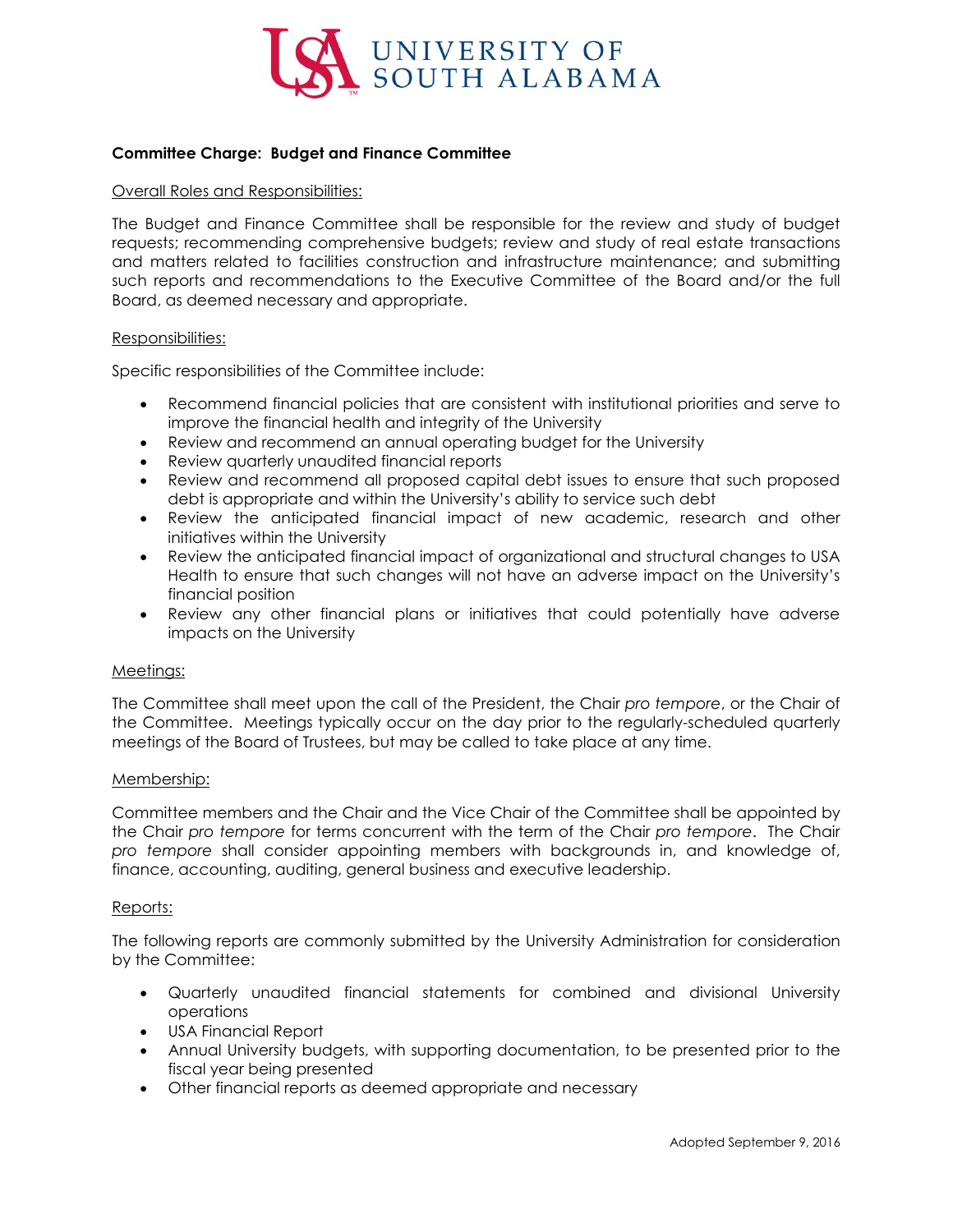UNIVERSITY OF SOUTH ALABAMA

**Committee Charge: Budget and Finance Committee**

Overall Roles and Responsibilities:

The Budget and Finance Committee shall be responsible for the review and study of budget requests; recommending comprehensive budgets; review and study of real estate transactions and matters related to facilities construction and infrastructure maintenance; and submitting such reports and recommendations to the Executive Committee of the Board and/or the full Board, as deemed necessary and appropriate.

Responsibilities:

Specific responsibilities of the Committee include:

- Recommend financial policies that are consistent with institutional priorities and serve to improve the financial health and integrity of the University
- Review and recommend an annual operating budget for the University
- Review quarterly unaudited financial reports
- Review and recommend all proposed capital debt issues to ensure that such proposed debt is appropriate and within the University's ability to service such debt
- Review the anticipated financial impact of new academic, research and other initiatives within the University
- Review the anticipated financial impact of organizational and structural changes to USA Health to ensure that such changes will not have an adverse impact on the University's financial position
- Review any other financial plans or initiatives that could potentially have adverse impacts on the University

Meetings:

The Committee shall meet upon the call of the President, the Chair *pro tempore*, or the Chair of the Committee. Meetings typically occur on the day prior to the regularly-scheduled quarterly meetings of the Board of Trustees, but may be called to take place at any time.

Membership:

Committee members and the Chair and the Vice Chair of the Committee shall be appointed by the Chair *pro tempore* for terms concurrent with the term of the Chair *pro tempore*. The Chair *pro tempore* shall consider appointing members with backgrounds in, and knowledge of, finance, accounting, auditing, general business and executive leadership.

Reports:

The following reports are commonly submitted by the University Administration for consideration by the Committee:

- Quarterly unaudited financial statements for combined and divisional University operations
- USA Financial Report
- Annual University budgets, with supporting documentation, to be presented prior to the fiscal year being presented
- Other financial reports as deemed appropriate and necessary

Adopted September 9, 2016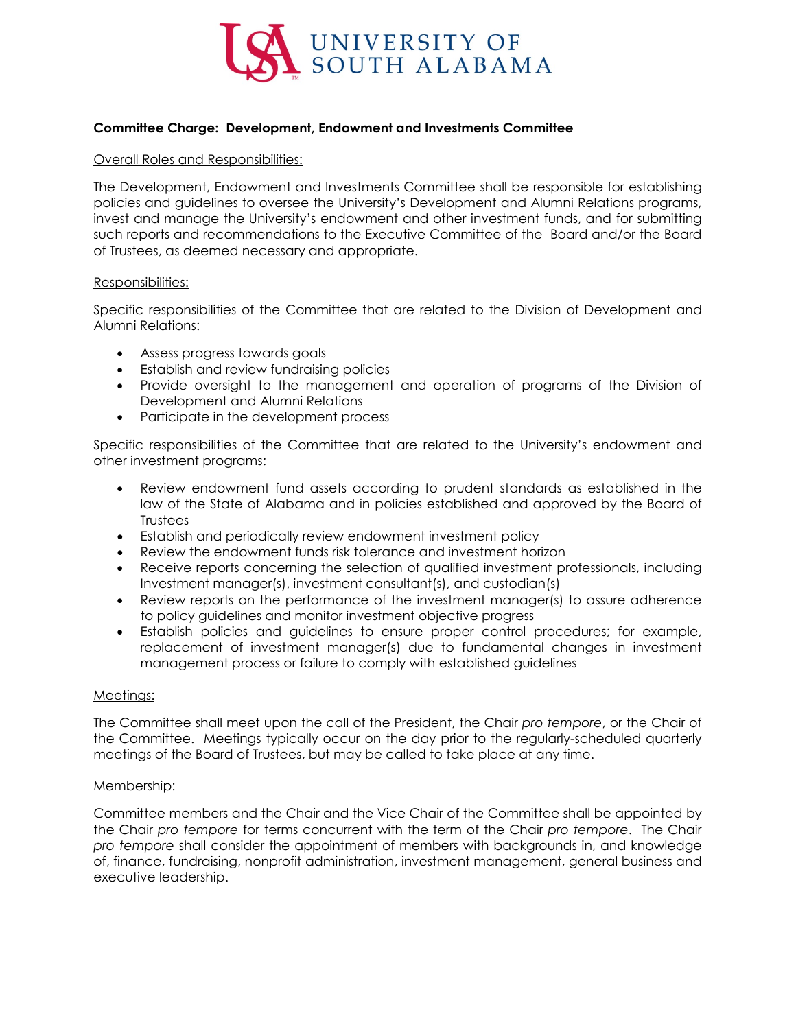UNIVERSITY OF SOUTH ALABAMA

**Committee Charge: Development, Endowment and Investments Committee**

Overall Roles and Responsibilities:

The Development, Endowment and Investments Committee shall be responsible for establishing policies and guidelines to oversee the University's Development and Alumni Relations programs, invest and manage the University's endowment and other investment funds, and for submitting such reports and recommendations to the Executive Committee of the Board and/or the Board of Trustees, as deemed necessary and appropriate.

Responsibilities:

Specific responsibilities of the Committee that are related to the Division of Development and Alumni Relations:

- Assess progress towards goals
- Establish and review fundraising policies
- Provide oversight to the management and operation of programs of the Division of Development and Alumni Relations
- Participate in the development process

Specific responsibilities of the Committee that are related to the University's endowment and other investment programs:

- Review endowment fund assets according to prudent standards as established in the law of the State of Alabama and in policies established and approved by the Board of Trustees
- Establish and periodically review endowment investment policy
- Review the endowment funds risk tolerance and investment horizon
- Receive reports concerning the selection of qualified investment professionals, including Investment manager(s), investment consultant(s), and custodian(s)
- Review reports on the performance of the investment manager(s) to assure adherence to policy guidelines and monitor investment objective progress
- Establish policies and guidelines to ensure proper control procedures; for example, replacement of investment manager(s) due to fundamental changes in investment management process or failure to comply with established guidelines

Meetings:

The Committee shall meet upon the call of the President, the Chair *pro tempore*, or the Chair of the Committee. Meetings typically occur on the day prior to the regularly-scheduled quarterly meetings of the Board of Trustees, but may be called to take place at any time.

Membership:

Committee members and the Chair and the Vice Chair of the Committee shall be appointed by the Chair *pro tempore* for terms concurrent with the term of the Chair *pro tempore*. The Chair *pro tempore* shall consider the appointment of members with backgrounds in, and knowledge of, finance, fundraising, nonprofit administration, investment management, general business and executive leadership.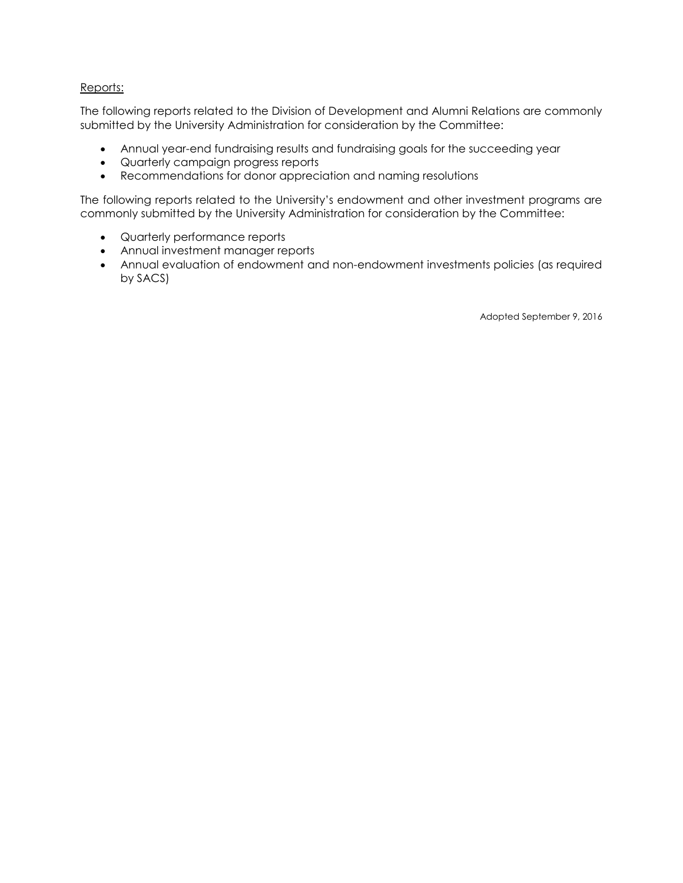Reports:

The following reports related to the Division of Development and Alumni Relations are commonly submitted by the University Administration for consideration by the Committee:

- Annual year-end fundraising results and fundraising goals for the succeeding year
- Quarterly campaign progress reports
- Recommendations for donor appreciation and naming resolutions

The following reports related to the University's endowment and other investment programs are commonly submitted by the University Administration for consideration by the Committee:

- Quarterly performance reports
- Annual investment manager reports
- Annual evaluation of endowment and non-endowment investments policies (as required by SACS)

Adopted September 9, 2016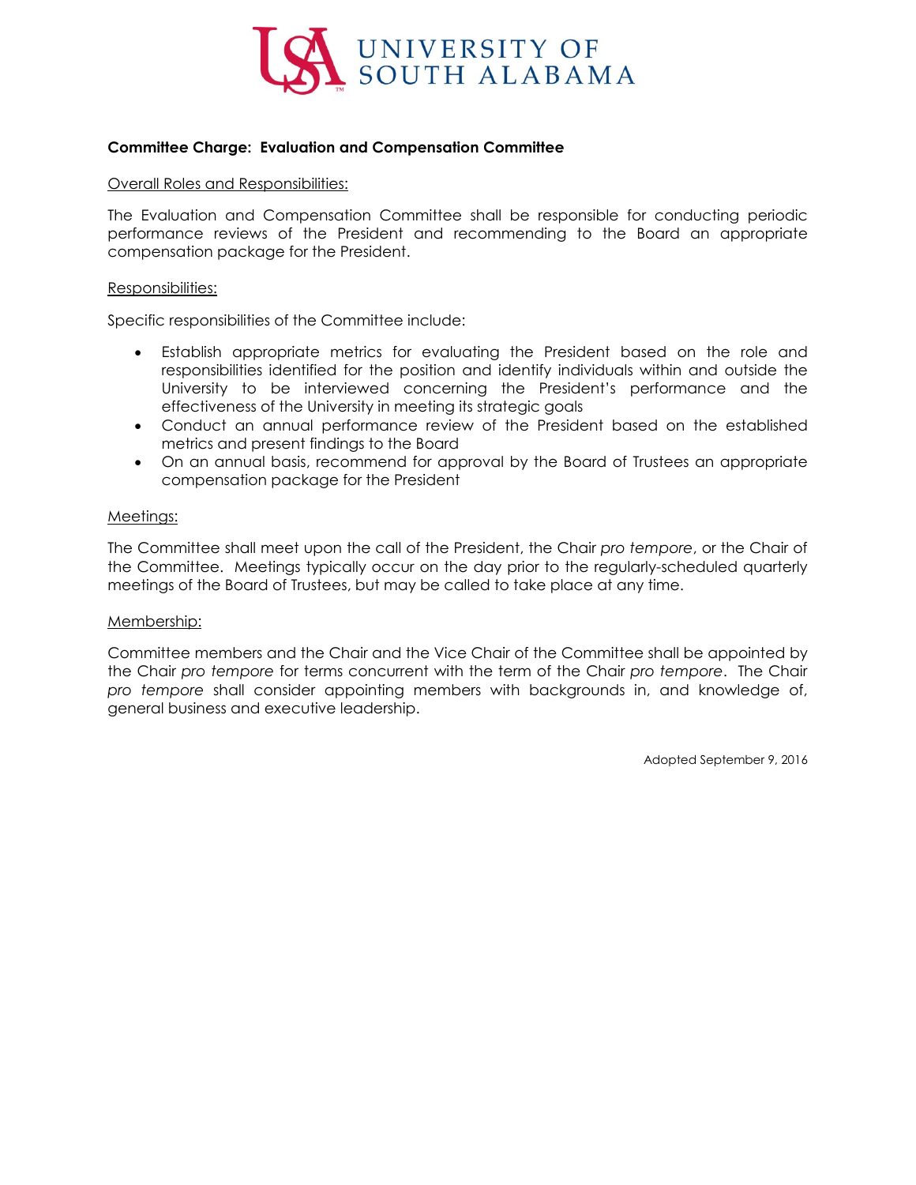UNIVERSITY OF SOUTH ALABAMA

**Committee Charge: Evaluation and Compensation Committee**

Overall Roles and Responsibilities:

The Evaluation and Compensation Committee shall be responsible for conducting periodic performance reviews of the President and recommending to the Board an appropriate compensation package for the President.

Responsibilities:

Specific responsibilities of the Committee include:

- Establish appropriate metrics for evaluating the President based on the role and responsibilities identified for the position and identify individuals within and outside the University to be interviewed concerning the President's performance and the effectiveness of the University in meeting its strategic goals
- Conduct an annual performance review of the President based on the established metrics and present findings to the Board
- On an annual basis, recommend for approval by the Board of Trustees an appropriate compensation package for the President

Meetings:

The Committee shall meet upon the call of the President, the Chair *pro tempore*, or the Chair of the Committee. Meetings typically occur on the day prior to the regularly-scheduled quarterly meetings of the Board of Trustees, but may be called to take place at any time.

Membership:

Committee members and the Chair and the Vice Chair of the Committee shall be appointed by the Chair *pro tempore* for terms concurrent with the term of the Chair *pro tempore*. The Chair *pro tempore* shall consider appointing members with backgrounds in, and knowledge of, general business and executive leadership.

Adopted September 9, 2016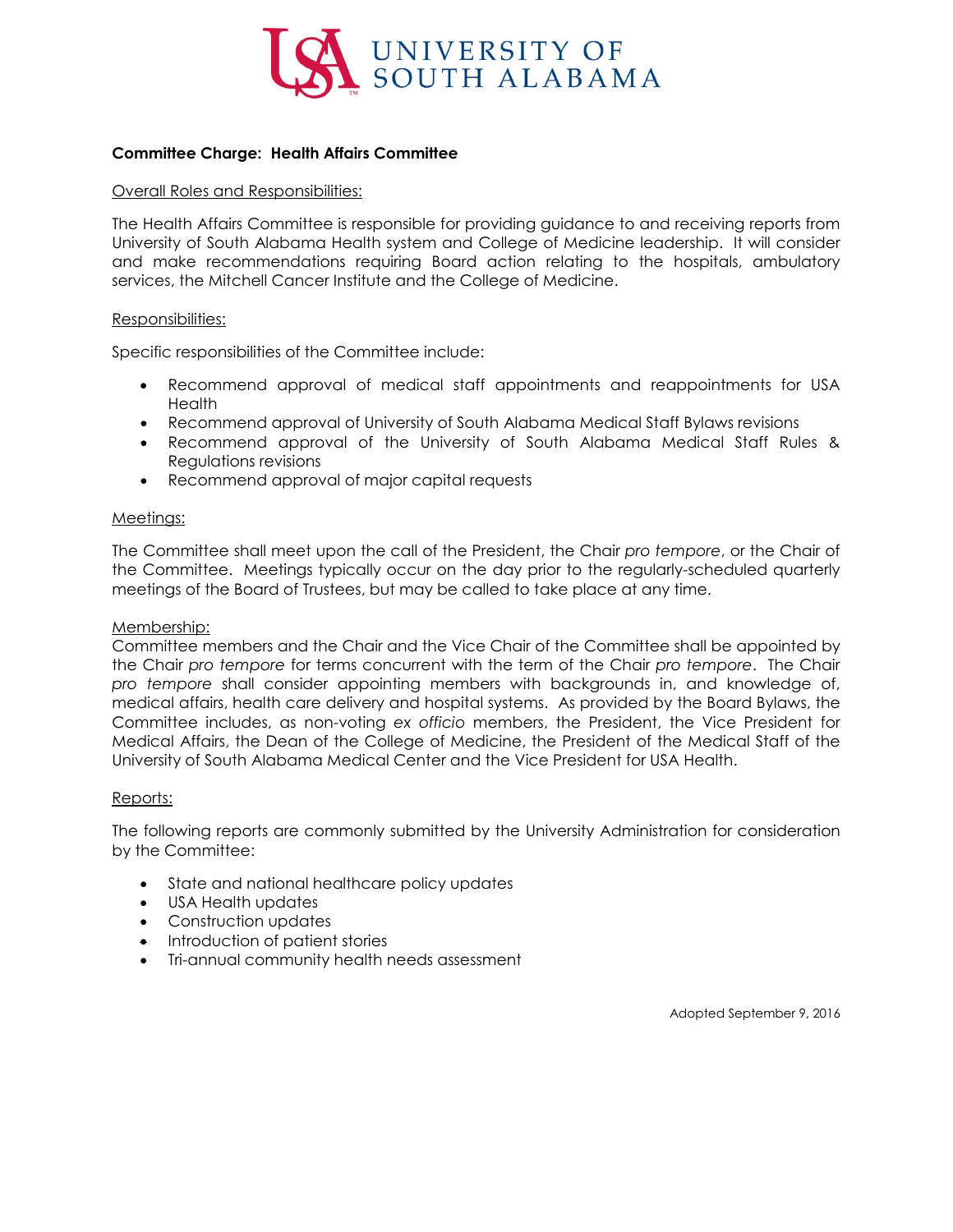UNIVERSITY OF SOUTH ALABAMA

**Committee Charge: Health Affairs Committee**

Overall Roles and Responsibilities:

The Health Affairs Committee is responsible for providing guidance to and receiving reports from University of South Alabama Health system and College of Medicine leadership. It will consider and make recommendations requiring Board action relating to the hospitals, ambulatory services, the Mitchell Cancer Institute and the College of Medicine.

Responsibilities:

Specific responsibilities of the Committee include:

- Recommend approval of medical staff appointments and reappointments for USA Health
- Recommend approval of University of South Alabama Medical Staff Bylaws revisions
- Recommend approval of the University of South Alabama Medical Staff Rules & Regulations revisions
- Recommend approval of major capital requests

Meetings:

The Committee shall meet upon the call of the President, the Chair *pro tempore*, or the Chair of the Committee. Meetings typically occur on the day prior to the regularly-scheduled quarterly meetings of the Board of Trustees, but may be called to take place at any time.

Membership:

Committee members and the Chair and the Vice Chair of the Committee shall be appointed by the Chair *pro tempore* for terms concurrent with the term of the Chair *pro tempore*. The Chair *pro tempore* shall consider appointing members with backgrounds in, and knowledge of, medical affairs, health care delivery and hospital systems. As provided by the Board Bylaws, the Committee includes, as non-voting *ex officio* members, the President, the Vice President for Medical Affairs, the Dean of the College of Medicine, the President of the Medical Staff of the University of South Alabama Medical Center and the Vice President for USA Health.

Reports:

The following reports are commonly submitted by the University Administration for consideration by the Committee:

- State and national healthcare policy updates
- USA Health updates
- Construction updates
- Introduction of patient stories
- Tri-annual community health needs assessment

Adopted September 9, 2016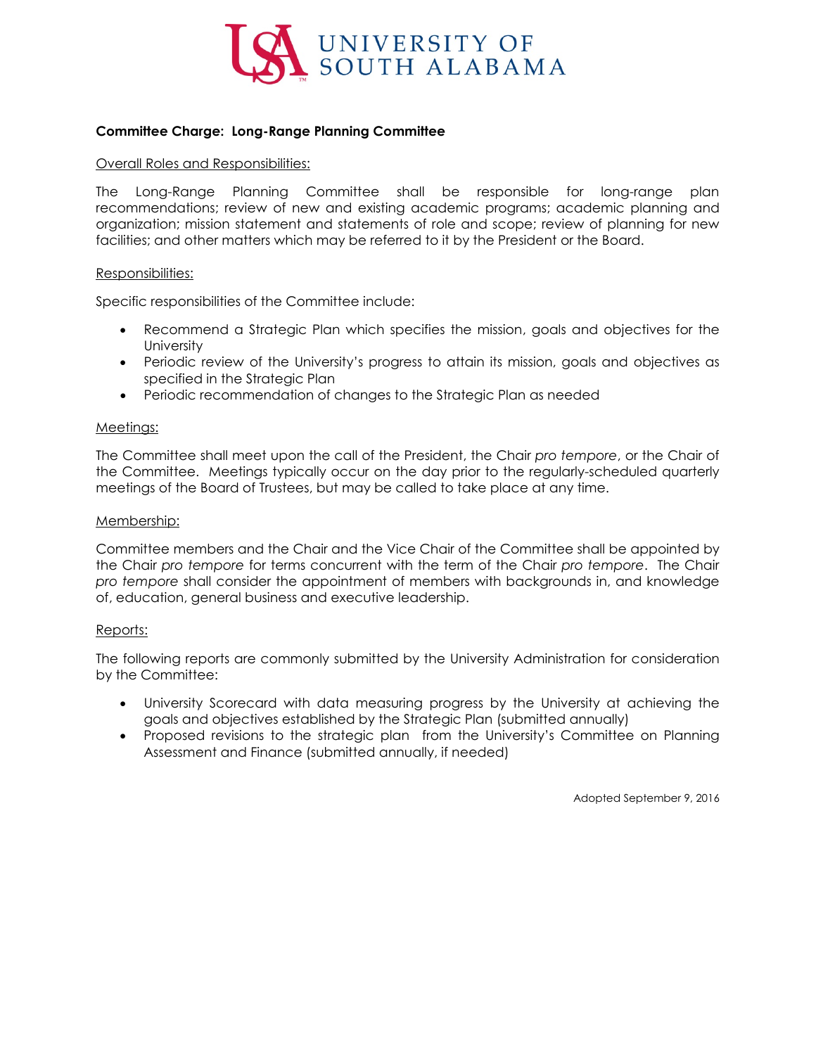UNIVERSITY OF SOUTH ALABAMA

**Committee Charge: Long-Range Planning Committee**

Overall Roles and Responsibilities:

The Long-Range Planning Committee shall be responsible for long-range plan recommendations; review of new and existing academic programs; academic planning and organization; mission statement and statements of role and scope; review of planning for new facilities; and other matters which may be referred to it by the President or the Board.

Responsibilities:

Specific responsibilities of the Committee include:

- Recommend a Strategic Plan which specifies the mission, goals and objectives for the University
- Periodic review of the University's progress to attain its mission, goals and objectives as specified in the Strategic Plan
- Periodic recommendation of changes to the Strategic Plan as needed

Meetings:

The Committee shall meet upon the call of the President, the Chair *pro tempore*, or the Chair of the Committee. Meetings typically occur on the day prior to the regularly-scheduled quarterly meetings of the Board of Trustees, but may be called to take place at any time.

Membership:

Committee members and the Chair and the Vice Chair of the Committee shall be appointed by the Chair *pro tempore* for terms concurrent with the term of the Chair *pro tempore*. The Chair *pro tempore* shall consider the appointment of members with backgrounds in, and knowledge of, education, general business and executive leadership.

Reports:

The following reports are commonly submitted by the University Administration for consideration by the Committee:

- University Scorecard with data measuring progress by the University at achieving the goals and objectives established by the Strategic Plan (submitted annually)
- Proposed revisions to the strategic plan from the University's Committee on Planning Assessment and Finance (submitted annually, if needed)

Adopted September 9, 2016